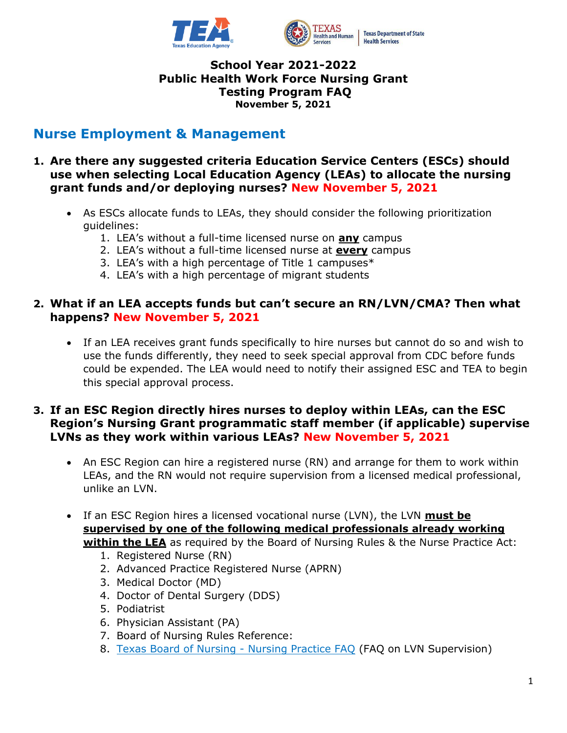**School Year 2021-2022**
**Public Health Work Force Nursing Grant**
**Testing Program FAQ**
**November 5, 2021**

## Nurse Employment & Management

**1. Are there any suggested criteria Education Service Centers (ESCs) should use when selecting Local Education Agency (LEAs) to allocate the nursing grant funds and/or deploying nurses? New November 5, 2021**

- As ESCs allocate funds to LEAs, they should consider the following prioritization guidelines:
    1. LEA's without a full-time licensed nurse on **any** campus
    2. LEA's without a full-time licensed nurse at **every** campus
    3. LEA's with a high percentage of Title 1 campuses*
    4. LEA's with a high percentage of migrant students

**2. What if an LEA accepts funds but can't secure an RN/LVN/CMA? Then what happens? New November 5, 2021**

- If an LEA receives grant funds specifically to hire nurses but cannot do so and wish to use the funds differently, they need to seek special approval from CDC before funds could be expended. The LEA would need to notify their assigned ESC and TEA to begin this special approval process.

**3. If an ESC Region directly hires nurses to deploy within LEAs, can the ESC Region's Nursing Grant programmatic staff member (if applicable) supervise LVNs as they work within various LEAs? New November 5, 2021**

- An ESC Region can hire a registered nurse (RN) and arrange for them to work within LEAs, and the RN would not require supervision from a licensed medical professional, unlike an LVN.

- If an ESC Region hires a licensed vocational nurse (LVN), the LVN **must be supervised by one of the following medical professionals already working within the LEA** as required by the Board of Nursing Rules & the Nurse Practice Act:
    1. Registered Nurse (RN)
    2. Advanced Practice Registered Nurse (APRN)
    3. Medical Doctor (MD)
    4. Doctor of Dental Surgery (DDS)
    5. Podiatrist
    6. Physician Assistant (PA)
    7. Board of Nursing Rules Reference:
    8. Texas Board of Nursing - Nursing Practice FAQ (FAQ on LVN Supervision)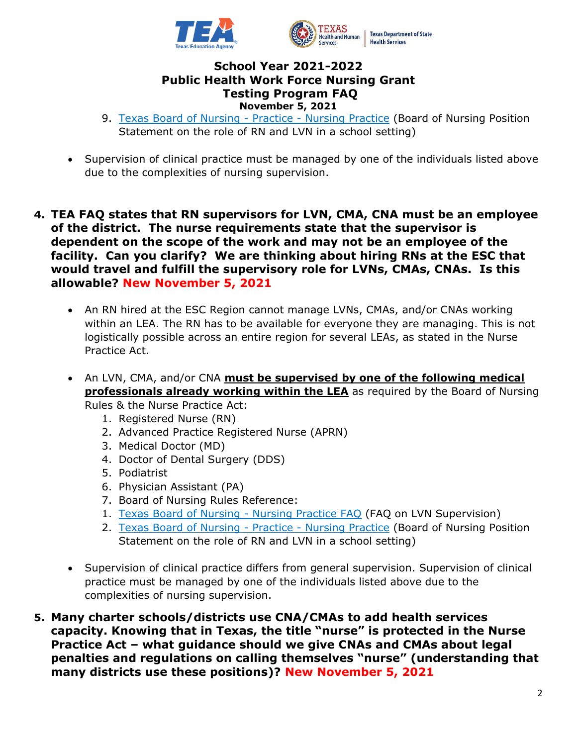9. [Texas Board of Nursing - Practice - Nursing Practice](#) (Board of Nursing Position Statement on the role of RN and LVN in a school setting)

- Supervision of clinical practice must be managed by one of the individuals listed above due to the complexities of nursing supervision.

**4. TEA FAQ states that RN supervisors for LVN, CMA, CNA must be an employee of the district. The nurse requirements state that the supervisor is dependent on the scope of the work and may not be an employee of the facility. Can you clarify? We are thinking about hiring RNs at the ESC that would travel and fulfill the supervisory role for LVNs, CMAs, CNAs. Is this allowable? New November 5, 2021**

- An RN hired at the ESC Region cannot manage LVNs, CMAs, and/or CNAs working within an LEA. The RN has to be available for everyone they are managing. This is not logistically possible across an entire region for several LEAs, as stated in the Nurse Practice Act.

- An LVN, CMA, and/or CNA **must be supervised by one of the following medical professionals already working within the LEA** as required by the Board of Nursing Rules & the Nurse Practice Act:
  1. Registered Nurse (RN)
  2. Advanced Practice Registered Nurse (APRN)
  3. Medical Doctor (MD)
  4. Doctor of Dental Surgery (DDS)
  5. Podiatrist
  6. Physician Assistant (PA)
  7. Board of Nursing Rules Reference:
     1. [Texas Board of Nursing - Nursing Practice FAQ](#) (FAQ on LVN Supervision)
     2. [Texas Board of Nursing - Practice - Nursing Practice](#) (Board of Nursing Position Statement on the role of RN and LVN in a school setting)

- Supervision of clinical practice differs from general supervision. Supervision of clinical practice must be managed by one of the individuals listed above due to the complexities of nursing supervision.

**5. Many charter schools/districts use CNA/CMAs to add health services capacity. Knowing that in Texas, the title "nurse" is protected in the Nurse Practice Act – what guidance should we give CNAs and CMAs about legal penalties and regulations on calling themselves "nurse" (understanding that many districts use these positions)? New November 5, 2021**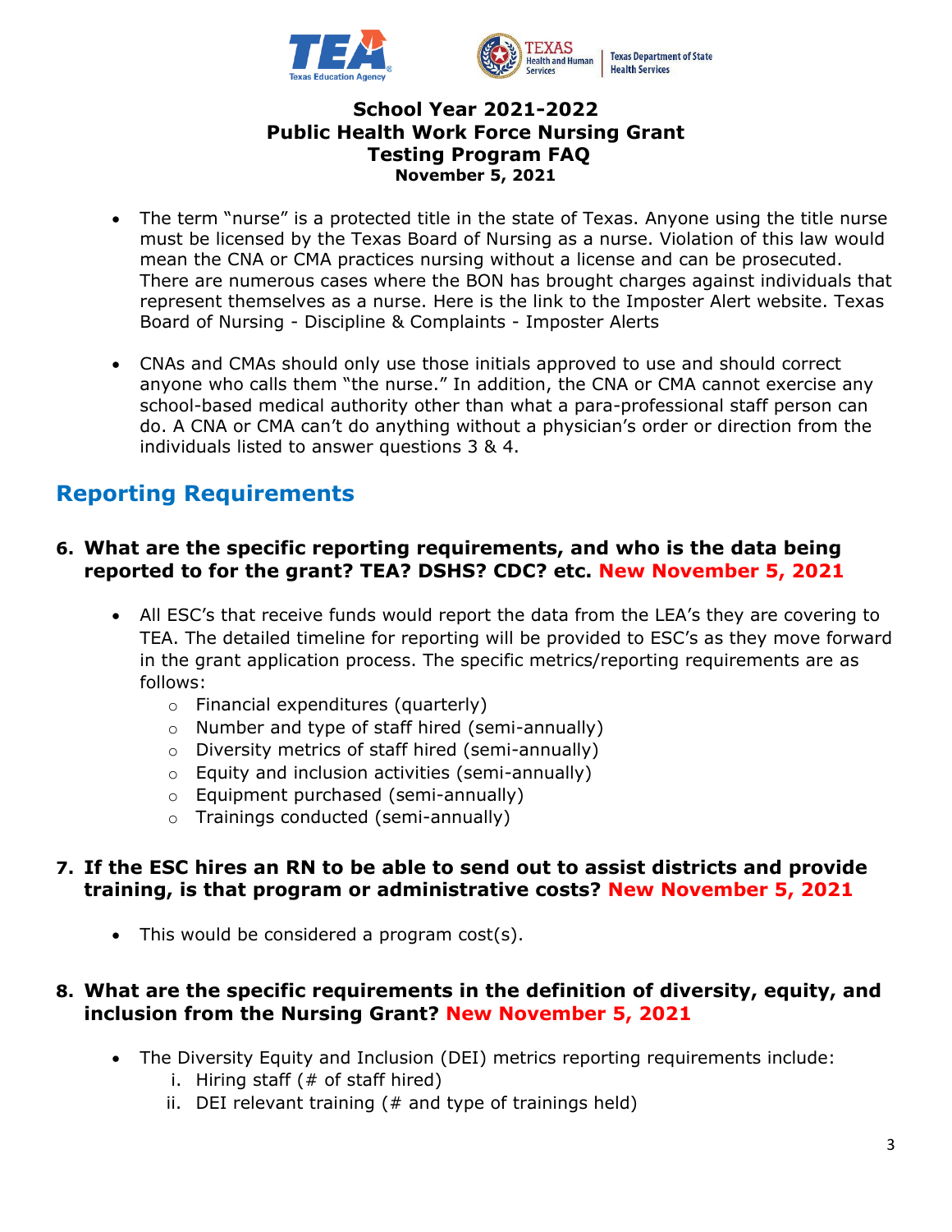**School Year 2021-2022**
**Public Health Work Force Nursing Grant**
**Testing Program FAQ**
**November 5, 2021**

- The term "nurse" is a protected title in the state of Texas. Anyone using the title nurse must be licensed by the Texas Board of Nursing as a nurse. Violation of this law would mean the CNA or CMA practices nursing without a license and can be prosecuted. There are numerous cases where the BON has brought charges against individuals that represent themselves as a nurse. Here is the link to the Imposter Alert website. Texas Board of Nursing - Discipline & Complaints - Imposter Alerts

- CNAs and CMAs should only use those initials approved to use and should correct anyone who calls them "the nurse." In addition, the CNA or CMA cannot exercise any school-based medical authority other than what a para-professional staff person can do. A CNA or CMA can't do anything without a physician's order or direction from the individuals listed to answer questions 3 & 4.

## Reporting Requirements

**6. What are the specific reporting requirements, and who is the data being reported to for the grant? TEA? DSHS? CDC? etc. New November 5, 2021**

- All ESC's that receive funds would report the data from the LEA's they are covering to TEA. The detailed timeline for reporting will be provided to ESC's as they move forward in the grant application process. The specific metrics/reporting requirements are as follows:
  - Financial expenditures (quarterly)
  - Number and type of staff hired (semi-annually)
  - Diversity metrics of staff hired (semi-annually)
  - Equity and inclusion activities (semi-annually)
  - Equipment purchased (semi-annually)
  - Trainings conducted (semi-annually)

**7. If the ESC hires an RN to be able to send out to assist districts and provide training, is that program or administrative costs? New November 5, 2021**

- This would be considered a program cost(s).

**8. What are the specific requirements in the definition of diversity, equity, and inclusion from the Nursing Grant? New November 5, 2021**

- The Diversity Equity and Inclusion (DEI) metrics reporting requirements include:
  - i. Hiring staff (# of staff hired)
  - ii. DEI relevant training (# and type of trainings held)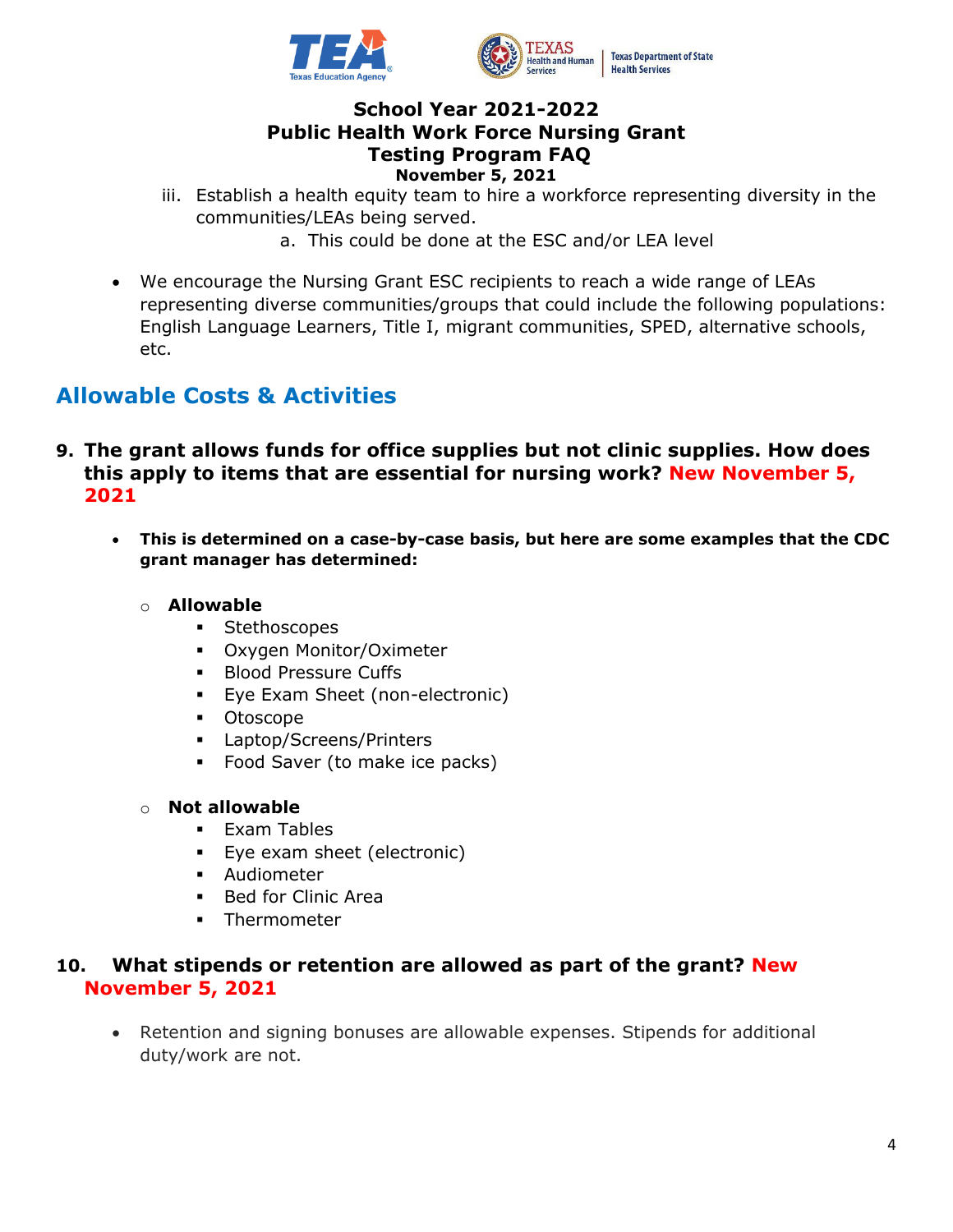iii. Establish a health equity team to hire a workforce representing diversity in the communities/LEAs being served.
    a. This could be done at the ESC and/or LEA level

- We encourage the Nursing Grant ESC recipients to reach a wide range of LEAs representing diverse communities/groups that could include the following populations: English Language Learners, Title I, migrant communities, SPED, alternative schools, etc.

## Allowable Costs & Activities

### 9. The grant allows funds for office supplies but not clinic supplies. How does this apply to items that are essential for nursing work? New November 5, 2021

- **This is determined on a case-by-case basis, but here are some examples that the CDC grant manager has determined:**
    - **Allowable**
        - Stethoscopes
        - Oxygen Monitor/Oximeter
        - Blood Pressure Cuffs
        - Eye Exam Sheet (non-electronic)
        - Otoscope
        - Laptop/Screens/Printers
        - Food Saver (to make ice packs)
    - **Not allowable**
        - Exam Tables
        - Eye exam sheet (electronic)
        - Audiometer
        - Bed for Clinic Area
        - Thermometer

### 10. What stipends or retention are allowed as part of the grant? New November 5, 2021

- Retention and signing bonuses are allowable expenses. Stipends for additional duty/work are not.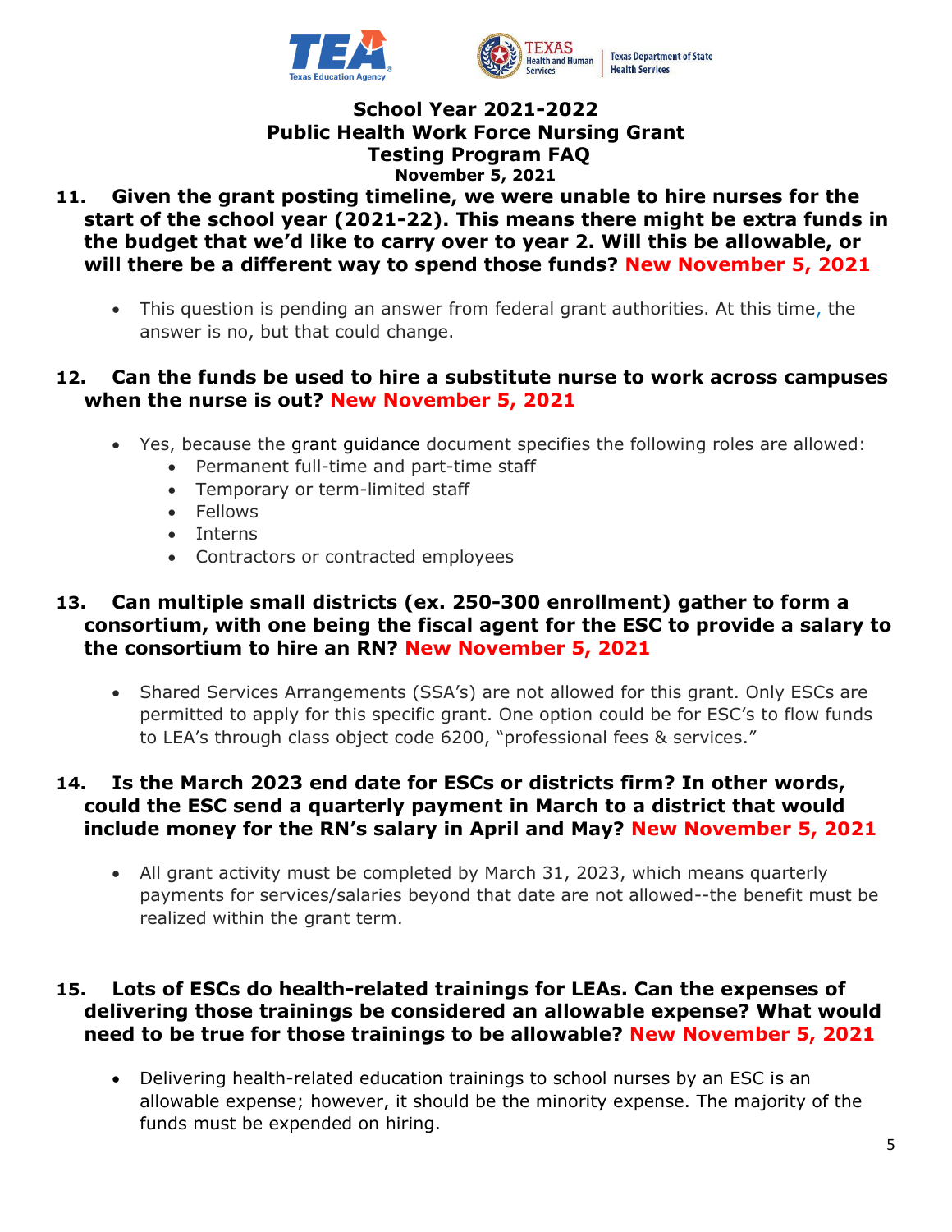**School Year 2021-2022**
**Public Health Work Force Nursing Grant**
**Testing Program FAQ**
**November 5, 2021**

**11. Given the grant posting timeline, we were unable to hire nurses for the start of the school year (2021-22). This means there might be extra funds in the budget that we'd like to carry over to year 2. Will this be allowable, or will there be a different way to spend those funds? New November 5, 2021**

- This question is pending an answer from federal grant authorities. At this time, the answer is no, but that could change.

**12. Can the funds be used to hire a substitute nurse to work across campuses when the nurse is out? New November 5, 2021**

- Yes, because the grant guidance document specifies the following roles are allowed:
  - Permanent full-time and part-time staff
  - Temporary or term-limited staff
  - Fellows
  - Interns
  - Contractors or contracted employees

**13. Can multiple small districts (ex. 250-300 enrollment) gather to form a consortium, with one being the fiscal agent for the ESC to provide a salary to the consortium to hire an RN? New November 5, 2021**

- Shared Services Arrangements (SSA's) are not allowed for this grant. Only ESCs are permitted to apply for this specific grant. One option could be for ESC's to flow funds to LEA's through class object code 6200, "professional fees & services."

**14. Is the March 2023 end date for ESCs or districts firm? In other words, could the ESC send a quarterly payment in March to a district that would include money for the RN's salary in April and May? New November 5, 2021**

- All grant activity must be completed by March 31, 2023, which means quarterly payments for services/salaries beyond that date are not allowed--the benefit must be realized within the grant term.

**15. Lots of ESCs do health-related trainings for LEAs. Can the expenses of delivering those trainings be considered an allowable expense? What would need to be true for those trainings to be allowable? New November 5, 2021**

- Delivering health-related education trainings to school nurses by an ESC is an allowable expense; however, it should be the minority expense. The majority of the funds must be expended on hiring.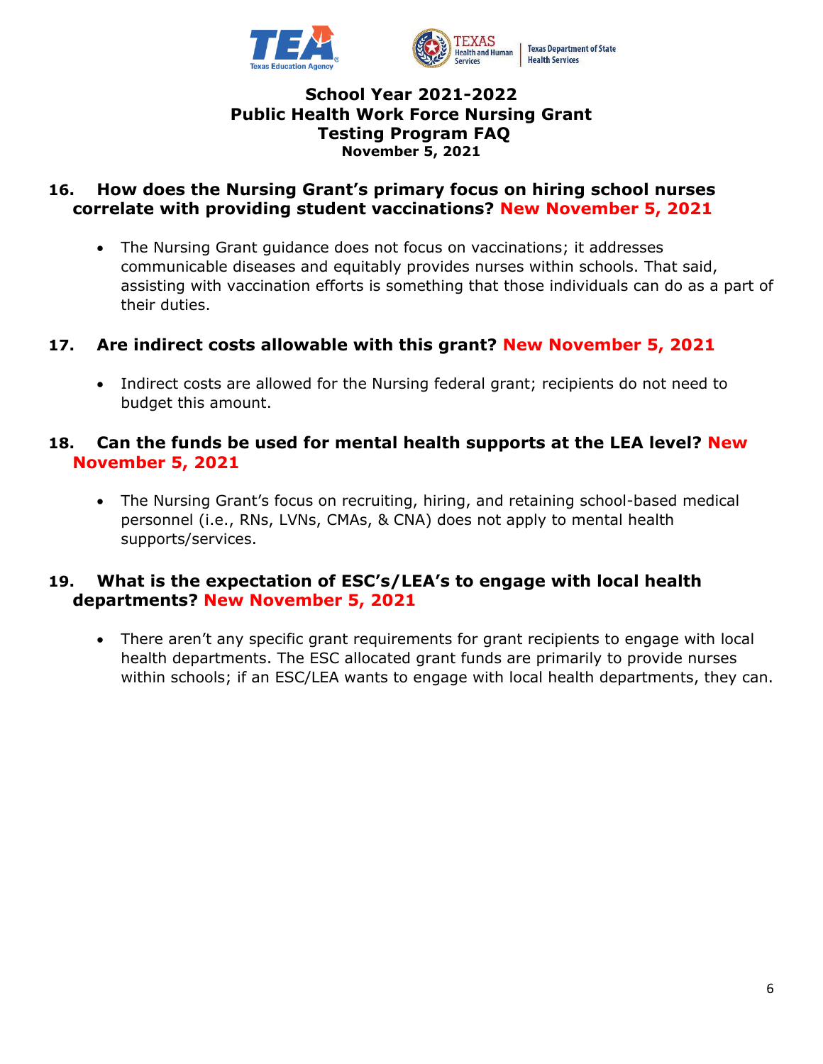**School Year 2021-2022**
**Public Health Work Force Nursing Grant**
**Testing Program FAQ**
**November 5, 2021**

### 16. How does the Nursing Grant's primary focus on hiring school nurses correlate with providing student vaccinations? New November 5, 2021

- The Nursing Grant guidance does not focus on vaccinations; it addresses communicable diseases and equitably provides nurses within schools. That said, assisting with vaccination efforts is something that those individuals can do as a part of their duties.

### 17. Are indirect costs allowable with this grant? New November 5, 2021

- Indirect costs are allowed for the Nursing federal grant; recipients do not need to budget this amount.

### 18. Can the funds be used for mental health supports at the LEA level? New November 5, 2021

- The Nursing Grant's focus on recruiting, hiring, and retaining school-based medical personnel (i.e., RNs, LVNs, CMAs, & CNA) does not apply to mental health supports/services.

### 19. What is the expectation of ESC's/LEA's to engage with local health departments? New November 5, 2021

- There aren't any specific grant requirements for grant recipients to engage with local health departments. The ESC allocated grant funds are primarily to provide nurses within schools; if an ESC/LEA wants to engage with local health departments, they can.